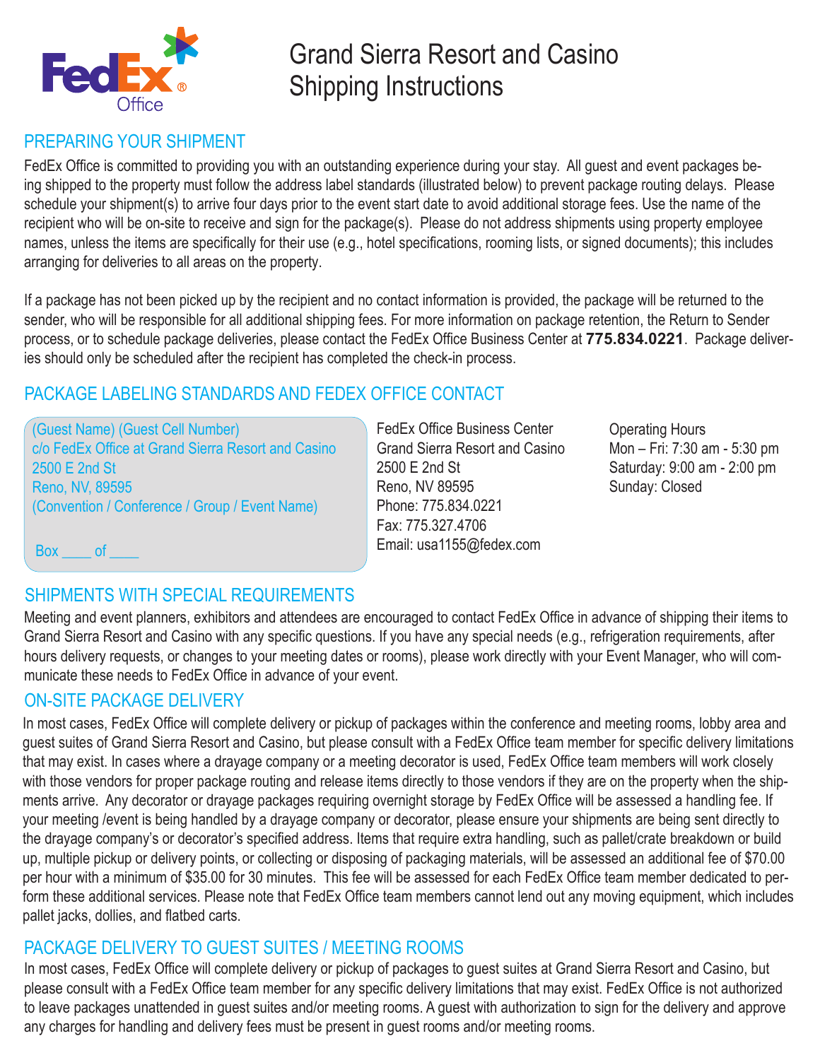# Grand Sierra Resort and Casino Shipping Instructions

## PREPARING YOUR SHIPMENT

FedEx Office is committed to providing you with an outstanding experience during your stay. All guest and event packages being shipped to the property must follow the address label standards (illustrated below) to prevent package routing delays. Please schedule your shipment(s) to arrive four days prior to the event start date to avoid additional storage fees. Use the name of the recipient who will be on-site to receive and sign for the package(s). Please do not address shipments using property employee names, unless the items are specifically for their use (e.g., hotel specifications, rooming lists, or signed documents); this includes arranging for deliveries to all areas on the property.

If a package has not been picked up by the recipient and no contact information is provided, the package will be returned to the sender, who will be responsible for all additional shipping fees. For more information on package retention, the Return to Sender process, or to schedule package deliveries, please contact the FedEx Office Business Center at **775.834.0221**. Package deliveries should only be scheduled after the recipient has completed the check-in process.

## PACKAGE LABELING STANDARDS AND FEDEX OFFICE CONTACT

(Guest Name) (Guest Cell Number)
c/o FedEx Office at Grand Sierra Resort and Casino
2500 E 2nd St
Reno, NV, 89595
(Convention / Conference / Group / Event Name)

Box ____ of ____

FedEx Office Business Center
Grand Sierra Resort and Casino
2500 E 2nd St
Reno, NV 89595
Phone: 775.834.0221
Fax: 775.327.4706
Email: usa1155@fedex.com

Operating Hours
Mon – Fri: 7:30 am - 5:30 pm
Saturday: 9:00 am - 2:00 pm
Sunday: Closed

## SHIPMENTS WITH SPECIAL REQUIREMENTS

Meeting and event planners, exhibitors and attendees are encouraged to contact FedEx Office in advance of shipping their items to Grand Sierra Resort and Casino with any specific questions. If you have any special needs (e.g., refrigeration requirements, after hours delivery requests, or changes to your meeting dates or rooms), please work directly with your Event Manager, who will communicate these needs to FedEx Office in advance of your event.

## ON-SITE PACKAGE DELIVERY

In most cases, FedEx Office will complete delivery or pickup of packages within the conference and meeting rooms, lobby area and guest suites of Grand Sierra Resort and Casino, but please consult with a FedEx Office team member for specific delivery limitations that may exist. In cases where a drayage company or a meeting decorator is used, FedEx Office team members will work closely with those vendors for proper package routing and release items directly to those vendors if they are on the property when the shipments arrive. Any decorator or drayage packages requiring overnight storage by FedEx Office will be assessed a handling fee. If your meeting /event is being handled by a drayage company or decorator, please ensure your shipments are being sent directly to the drayage company's or decorator's specified address. Items that require extra handling, such as pallet/crate breakdown or build up, multiple pickup or delivery points, or collecting or disposing of packaging materials, will be assessed an additional fee of $70.00 per hour with a minimum of $35.00 for 30 minutes. This fee will be assessed for each FedEx Office team member dedicated to perform these additional services. Please note that FedEx Office team members cannot lend out any moving equipment, which includes pallet jacks, dollies, and flatbed carts.

## PACKAGE DELIVERY TO GUEST SUITES / MEETING ROOMS

In most cases, FedEx Office will complete delivery or pickup of packages to guest suites at Grand Sierra Resort and Casino, but please consult with a FedEx Office team member for any specific delivery limitations that may exist. FedEx Office is not authorized to leave packages unattended in guest suites and/or meeting rooms. A guest with authorization to sign for the delivery and approve any charges for handling and delivery fees must be present in guest rooms and/or meeting rooms.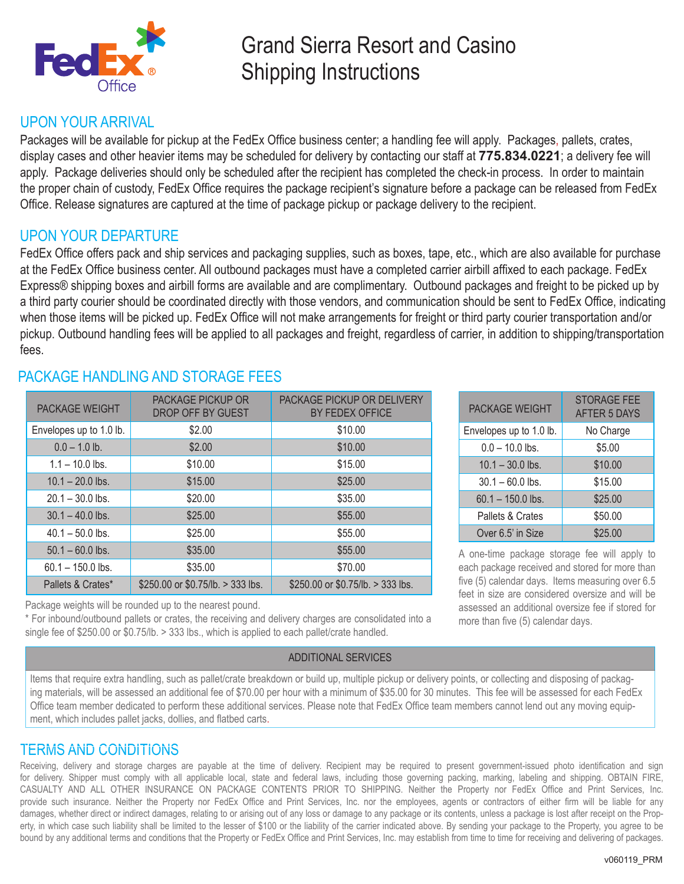# Grand Sierra Resort and Casino Shipping Instructions

## UPON YOUR ARRIVAL

Packages will be available for pickup at the FedEx Office business center; a handling fee will apply. Packages, pallets, crates, display cases and other heavier items may be scheduled for delivery by contacting our staff at **775.834.0221**; a delivery fee will apply. Package deliveries should only be scheduled after the recipient has completed the check-in process. In order to maintain the proper chain of custody, FedEx Office requires the package recipient's signature before a package can be released from FedEx Office. Release signatures are captured at the time of package pickup or package delivery to the recipient.

## UPON YOUR DEPARTURE

FedEx Office offers pack and ship services and packaging supplies, such as boxes, tape, etc., which are also available for purchase at the FedEx Office business center. All outbound packages must have a completed carrier airbill affixed to each package. FedEx Express® shipping boxes and airbill forms are available and are complimentary. Outbound packages and freight to be picked up by a third party courier should be coordinated directly with those vendors, and communication should be sent to FedEx Office, indicating when those items will be picked up. FedEx Office will not make arrangements for freight or third party courier transportation and/or pickup. Outbound handling fees will be applied to all packages and freight, regardless of carrier, in addition to shipping/transportation fees.

## PACKAGE HANDLING AND STORAGE FEES

| PACKAGE WEIGHT | PACKAGE PICKUP OR DROP OFF BY GUEST | PACKAGE PICKUP OR DELIVERY BY FEDEX OFFICE |
|---|---|---|
| Envelopes up to 1.0 lb. | $2.00 | $10.00 |
| 0.0 – 1.0 lb. | $2.00 | $10.00 |
| 1.1 – 10.0 lbs. | $10.00 | $15.00 |
| 10.1 – 20.0 lbs. | $15.00 | $25.00 |
| 20.1 – 30.0 lbs. | $20.00 | $35.00 |
| 30.1 – 40.0 lbs. | $25.00 | $55.00 |
| 40.1 – 50.0 lbs. | $25.00 | $55.00 |
| 50.1 – 60.0 lbs. | $35.00 | $55.00 |
| 60.1 – 150.0 lbs. | $35.00 | $70.00 |
| Pallets & Crates* | $250.00 or $0.75/lb. > 333 lbs. | $250.00 or $0.75/lb. > 333 lbs. |

Package weights will be rounded up to the nearest pound.

* For inbound/outbound pallets or crates, the receiving and delivery charges are consolidated into a single fee of $250.00 or $0.75/lb. > 333 lbs., which is applied to each pallet/crate handled.

| PACKAGE WEIGHT | STORAGE FEE AFTER 5 DAYS |
|---|---|
| Envelopes up to 1.0 lb. | No Charge |
| 0.0 – 10.0 lbs. | $5.00 |
| 10.1 – 30.0 lbs. | $10.00 |
| 30.1 – 60.0 lbs. | $15.00 |
| 60.1 – 150.0 lbs. | $25.00 |
| Pallets & Crates | $50.00 |
| Over 6.5' in Size | $25.00 |

A one-time package storage fee will apply to each package received and stored for more than five (5) calendar days. Items measuring over 6.5 feet in size are considered oversize and will be assessed an additional oversize fee if stored for more than five (5) calendar days.

### ADDITIONAL SERVICES

Items that require extra handling, such as pallet/crate breakdown or build up, multiple pickup or delivery points, or collecting and disposing of packaging materials, will be assessed an additional fee of $70.00 per hour with a minimum of $35.00 for 30 minutes. This fee will be assessed for each FedEx Office team member dedicated to perform these additional services. Please note that FedEx Office team members cannot lend out any moving equipment, which includes pallet jacks, dollies, and flatbed carts.

## TERMS AND CONDITIONS

Receiving, delivery and storage charges are payable at the time of delivery. Recipient may be required to present government-issued photo identification and sign for delivery. Shipper must comply with all applicable local, state and federal laws, including those governing packing, marking, labeling and shipping. OBTAIN FIRE, CASUALTY AND ALL OTHER INSURANCE ON PACKAGE CONTENTS PRIOR TO SHIPPING. Neither the Property nor FedEx Office and Print Services, Inc. provide such insurance. Neither the Property nor FedEx Office and Print Services, Inc. nor the employees, agents or contractors of either firm will be liable for any damages, whether direct or indirect damages, relating to or arising out of any loss or damage to any package or its contents, unless a package is lost after receipt on the Property, in which case such liability shall be limited to the lesser of $100 or the liability of the carrier indicated above. By sending your package to the Property, you agree to be bound by any additional terms and conditions that the Property or FedEx Office and Print Services, Inc. may establish from time to time for receiving and delivering of packages.

v060119_PRM